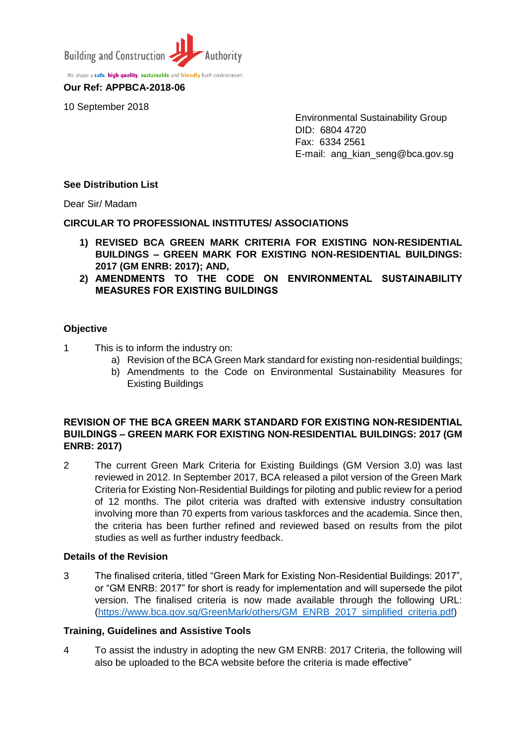Building and Construction Authority

We shape a safe, high quality, sustainable and friendly built environment.

**Our Ref: APPBCA-2018-06**

10 September 2018

Environmental Sustainability Group
DID: 6804 4720
Fax: 6334 2561
E-mail: ang_kian_seng@bca.gov.sg

**See Distribution List**

Dear Sir/ Madam

**CIRCULAR TO PROFESSIONAL INSTITUTES/ ASSOCIATIONS**

1) **REVISED BCA GREEN MARK CRITERIA FOR EXISTING NON-RESIDENTIAL BUILDINGS – GREEN MARK FOR EXISTING NON-RESIDENTIAL BUILDINGS: 2017 (GM ENRB: 2017); AND,**
2) **AMENDMENTS TO THE CODE ON ENVIRONMENTAL SUSTAINABILITY MEASURES FOR EXISTING BUILDINGS**

**Objective**

1 This is to inform the industry on:

a) Revision of the BCA Green Mark standard for existing non-residential buildings;
b) Amendments to the Code on Environmental Sustainability Measures for Existing Buildings

**REVISION OF THE BCA GREEN MARK STANDARD FOR EXISTING NON-RESIDENTIAL BUILDINGS – GREEN MARK FOR EXISTING NON-RESIDENTIAL BUILDINGS: 2017 (GM ENRB: 2017)**

2 The current Green Mark Criteria for Existing Buildings (GM Version 3.0) was last reviewed in 2012. In September 2017, BCA released a pilot version of the Green Mark Criteria for Existing Non-Residential Buildings for piloting and public review for a period of 12 months. The pilot criteria was drafted with extensive industry consultation involving more than 70 experts from various taskforces and the academia. Since then, the criteria has been further refined and reviewed based on results from the pilot studies as well as further industry feedback.

**Details of the Revision**

3 The finalised criteria, titled "Green Mark for Existing Non-Residential Buildings: 2017", or "GM ENRB: 2017" for short is ready for implementation and will supersede the pilot version. The finalised criteria is now made available through the following URL: (https://www.bca.gov.sg/GreenMark/others/GM_ENRB_2017_simplified_criteria.pdf)

**Training, Guidelines and Assistive Tools**

4 To assist the industry in adopting the new GM ENRB: 2017 Criteria, the following will also be uploaded to the BCA website before the criteria is made effective"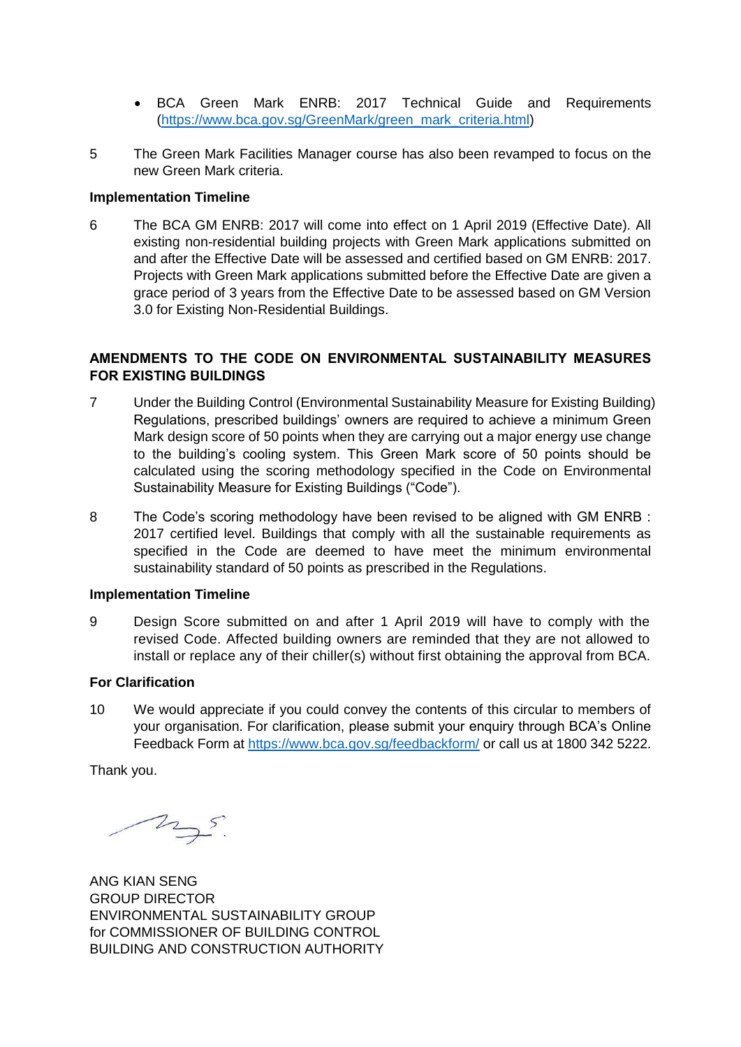- BCA Green Mark ENRB: 2017 Technical Guide and Requirements (https://www.bca.gov.sg/GreenMark/green_mark_criteria.html)

5 The Green Mark Facilities Manager course has also been revamped to focus on the new Green Mark criteria.

**Implementation Timeline**

6 The BCA GM ENRB: 2017 will come into effect on 1 April 2019 (Effective Date). All existing non-residential building projects with Green Mark applications submitted on and after the Effective Date will be assessed and certified based on GM ENRB: 2017. Projects with Green Mark applications submitted before the Effective Date are given a grace period of 3 years from the Effective Date to be assessed based on GM Version 3.0 for Existing Non-Residential Buildings.

**AMENDMENTS TO THE CODE ON ENVIRONMENTAL SUSTAINABILITY MEASURES FOR EXISTING BUILDINGS**

7 Under the Building Control (Environmental Sustainability Measure for Existing Building) Regulations, prescribed buildings' owners are required to achieve a minimum Green Mark design score of 50 points when they are carrying out a major energy use change to the building's cooling system. This Green Mark score of 50 points should be calculated using the scoring methodology specified in the Code on Environmental Sustainability Measure for Existing Buildings ("Code").

8 The Code's scoring methodology have been revised to be aligned with GM ENRB : 2017 certified level. Buildings that comply with all the sustainable requirements as specified in the Code are deemed to have meet the minimum environmental sustainability standard of 50 points as prescribed in the Regulations.

**Implementation Timeline**

9 Design Score submitted on and after 1 April 2019 will have to comply with the revised Code. Affected building owners are reminded that they are not allowed to install or replace any of their chiller(s) without first obtaining the approval from BCA.

**For Clarification**

10 We would appreciate if you could convey the contents of this circular to members of your organisation. For clarification, please submit your enquiry through BCA's Online Feedback Form at https://www.bca.gov.sg/feedbackform/ or call us at 1800 342 5222.

Thank you.

ANG KIAN SENG
GROUP DIRECTOR
ENVIRONMENTAL SUSTAINABILITY GROUP
for COMMISSIONER OF BUILDING CONTROL
BUILDING AND CONSTRUCTION AUTHORITY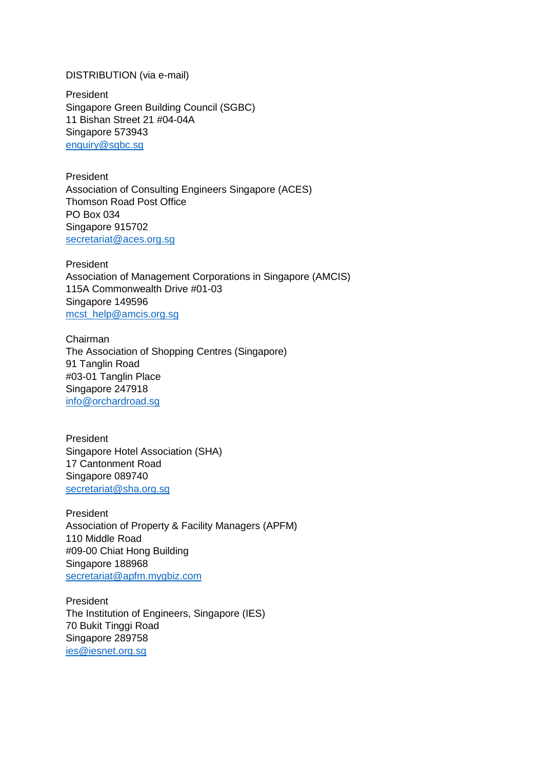DISTRIBUTION (via e-mail)

President
Singapore Green Building Council (SGBC)
11 Bishan Street 21 #04-04A
Singapore 573943
enquiry@sgbc.sg

President
Association of Consulting Engineers Singapore (ACES)
Thomson Road Post Office
PO Box 034
Singapore 915702
secretariat@aces.org.sg

President
Association of Management Corporations in Singapore (AMCIS)
115A Commonwealth Drive #01-03
Singapore 149596
mcst_help@amcis.org.sg

Chairman
The Association of Shopping Centres (Singapore)
91 Tanglin Road
#03-01 Tanglin Place
Singapore 247918
info@orchardroad.sg

President
Singapore Hotel Association (SHA)
17 Cantonment Road
Singapore 089740
secretariat@sha.org.sg

President
Association of Property & Facility Managers (APFM)
110 Middle Road
#09-00 Chiat Hong Building
Singapore 188968
secretariat@apfm.mygbiz.com

President
The Institution of Engineers, Singapore (IES)
70 Bukit Tinggi Road
Singapore 289758
ies@iesnet.org.sg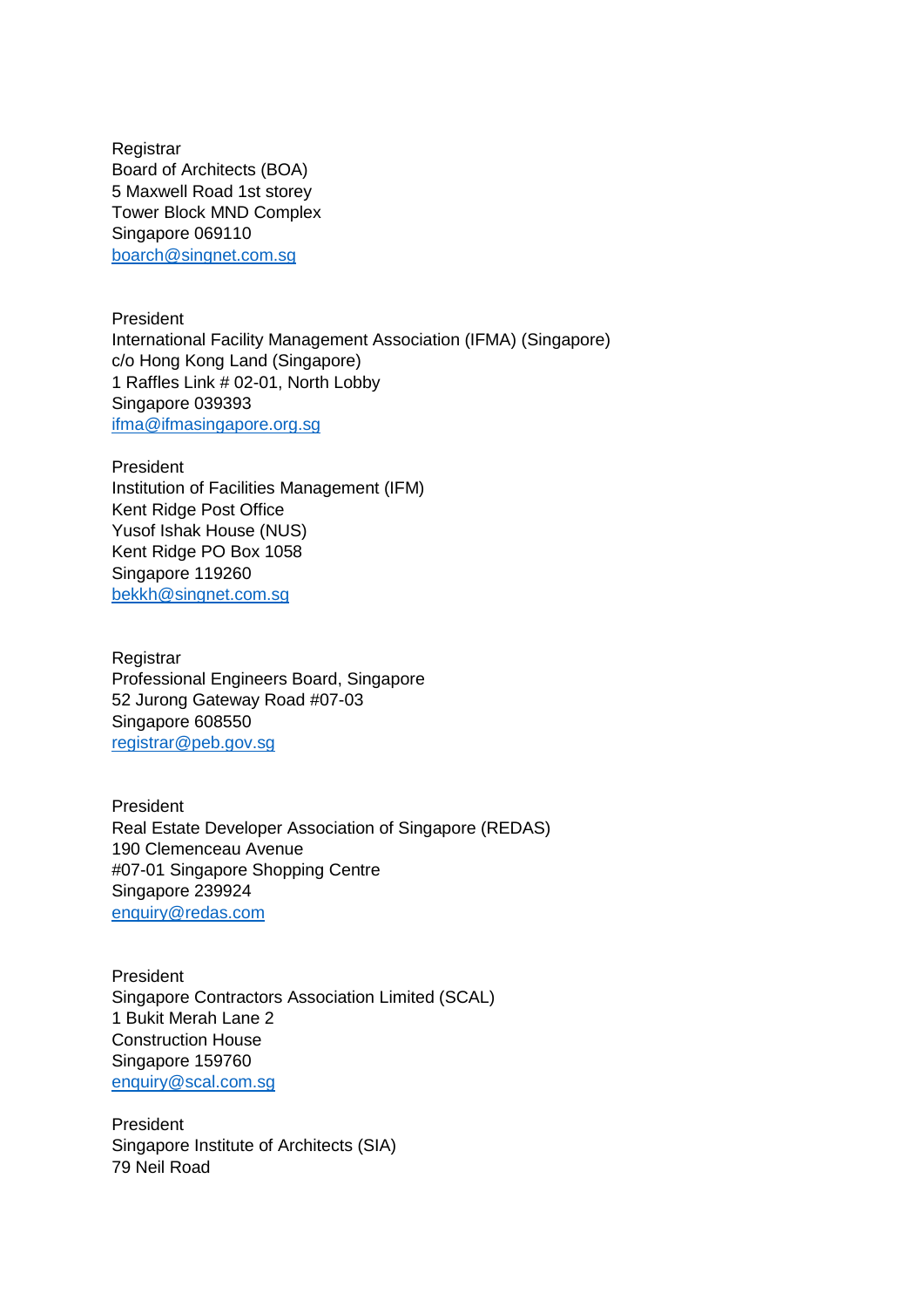Registrar  
Board of Architects (BOA)  
5 Maxwell Road 1st storey  
Tower Block MND Complex  
Singapore 069110  
boarch@singnet.com.sg

President  
International Facility Management Association (IFMA) (Singapore)  
c/o Hong Kong Land (Singapore)  
1 Raffles Link # 02-01, North Lobby  
Singapore 039393  
ifma@ifmasingapore.org.sg

President  
Institution of Facilities Management (IFM)  
Kent Ridge Post Office  
Yusof Ishak House (NUS)  
Kent Ridge PO Box 1058  
Singapore 119260  
bekkh@singnet.com.sg

Registrar  
Professional Engineers Board, Singapore  
52 Jurong Gateway Road #07-03  
Singapore 608550  
registrar@peb.gov.sg

President  
Real Estate Developer Association of Singapore (REDAS)  
190 Clemenceau Avenue  
#07-01 Singapore Shopping Centre  
Singapore 239924  
enquiry@redas.com

President  
Singapore Contractors Association Limited (SCAL)  
1 Bukit Merah Lane 2  
Construction House  
Singapore 159760  
enquiry@scal.com.sg

President  
Singapore Institute of Architects (SIA)  
79 Neil Road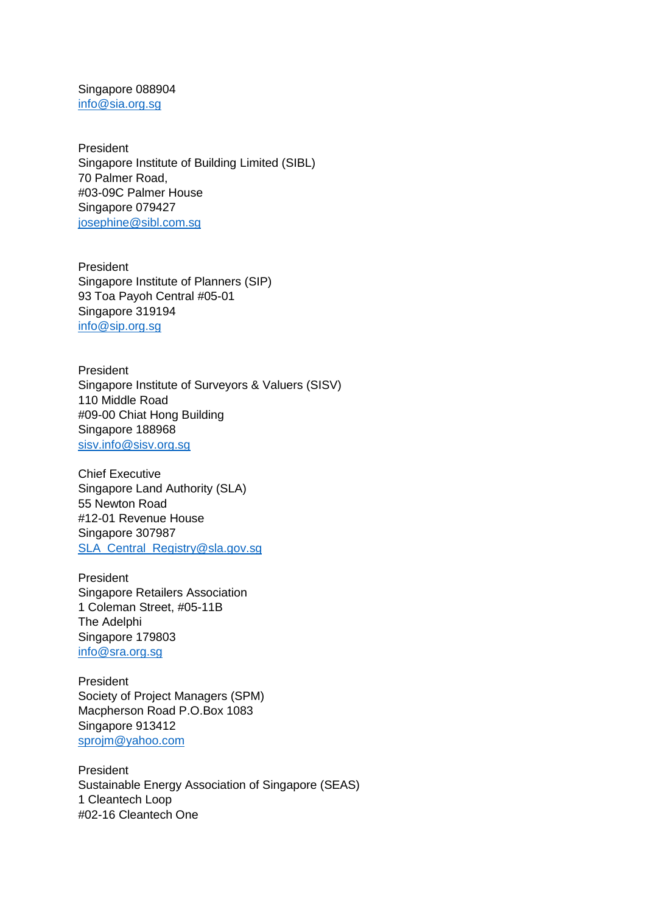Singapore 088904
info@sia.org.sg

President
Singapore Institute of Building Limited (SIBL)
70 Palmer Road,
#03-09C Palmer House
Singapore 079427
josephine@sibl.com.sg

President
Singapore Institute of Planners (SIP)
93 Toa Payoh Central #05-01
Singapore 319194
info@sip.org.sg

President
Singapore Institute of Surveyors & Valuers (SISV)
110 Middle Road
#09-00 Chiat Hong Building
Singapore 188968
sisv.info@sisv.org.sg

Chief Executive
Singapore Land Authority (SLA)
55 Newton Road
#12-01 Revenue House
Singapore 307987
SLA_Central_Registry@sla.gov.sg

President
Singapore Retailers Association
1 Coleman Street, #05-11B
The Adelphi
Singapore 179803
info@sra.org.sg

President
Society of Project Managers (SPM)
Macpherson Road P.O.Box 1083
Singapore 913412
sprojm@yahoo.com

President
Sustainable Energy Association of Singapore (SEAS)
1 Cleantech Loop
#02-16 Cleantech One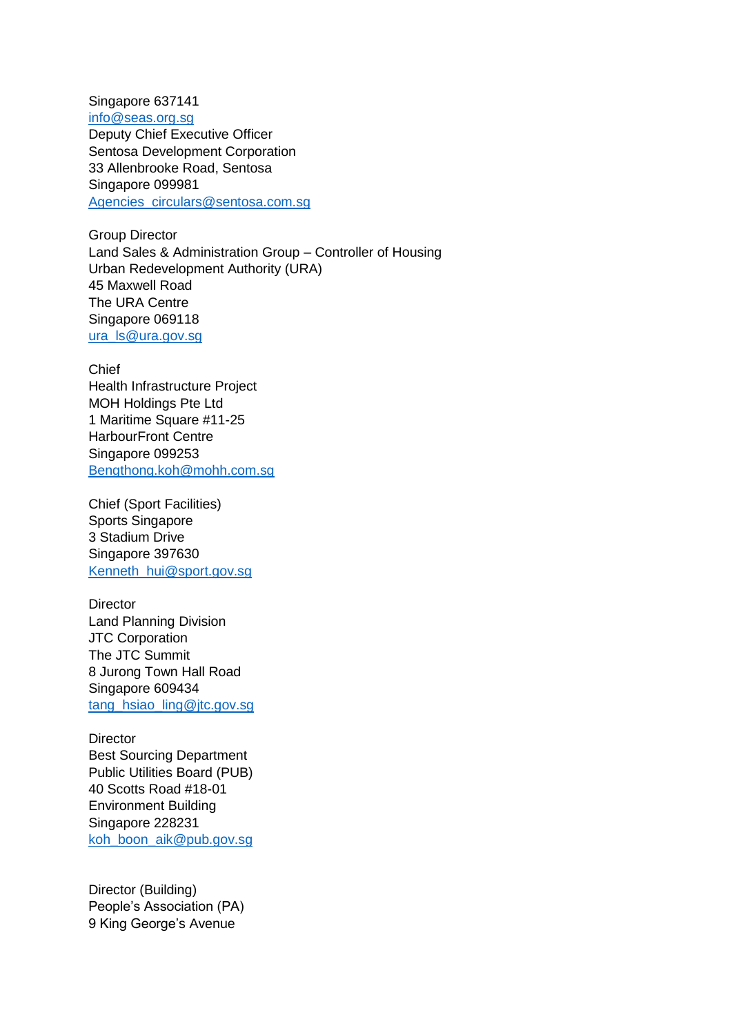Singapore 637141
info@seas.org.sg
Deputy Chief Executive Officer
Sentosa Development Corporation
33 Allenbrooke Road, Sentosa
Singapore 099981
Agencies_circulars@sentosa.com.sg

Group Director
Land Sales & Administration Group – Controller of Housing
Urban Redevelopment Authority (URA)
45 Maxwell Road
The URA Centre
Singapore 069118
ura_ls@ura.gov.sg

Chief
Health Infrastructure Project
MOH Holdings Pte Ltd
1 Maritime Square #11-25
HarbourFront Centre
Singapore 099253
Bengthong.koh@mohh.com.sg

Chief (Sport Facilities)
Sports Singapore
3 Stadium Drive
Singapore 397630
Kenneth_hui@sport.gov.sg

Director
Land Planning Division
JTC Corporation
The JTC Summit
8 Jurong Town Hall Road
Singapore 609434
tang_hsiao_ling@jtc.gov.sg

Director
Best Sourcing Department
Public Utilities Board (PUB)
40 Scotts Road #18-01
Environment Building
Singapore 228231
koh_boon_aik@pub.gov.sg

Director (Building)
People's Association (PA)
9 King George's Avenue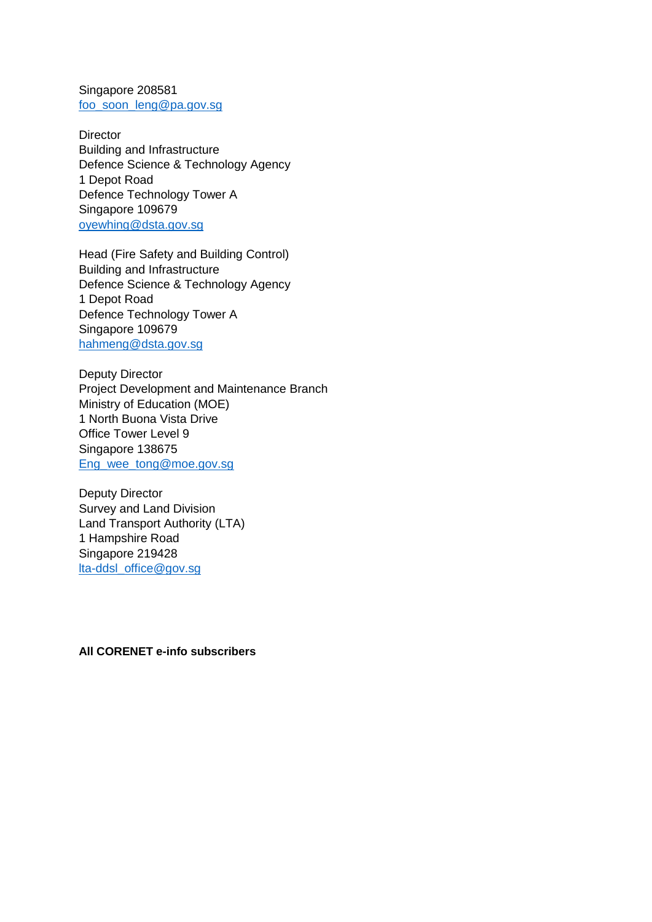Singapore 208581
foo_soon_leng@pa.gov.sg

Director
Building and Infrastructure
Defence Science & Technology Agency
1 Depot Road
Defence Technology Tower A
Singapore 109679
oyewhing@dsta.gov.sg

Head (Fire Safety and Building Control)
Building and Infrastructure
Defence Science & Technology Agency
1 Depot Road
Defence Technology Tower A
Singapore 109679
hahmeng@dsta.gov.sg

Deputy Director
Project Development and Maintenance Branch
Ministry of Education (MOE)
1 North Buona Vista Drive
Office Tower Level 9
Singapore 138675
Eng_wee_tong@moe.gov.sg

Deputy Director
Survey and Land Division
Land Transport Authority (LTA)
1 Hampshire Road
Singapore 219428
lta-ddsl_office@gov.sg

**All CORENET e-info subscribers**